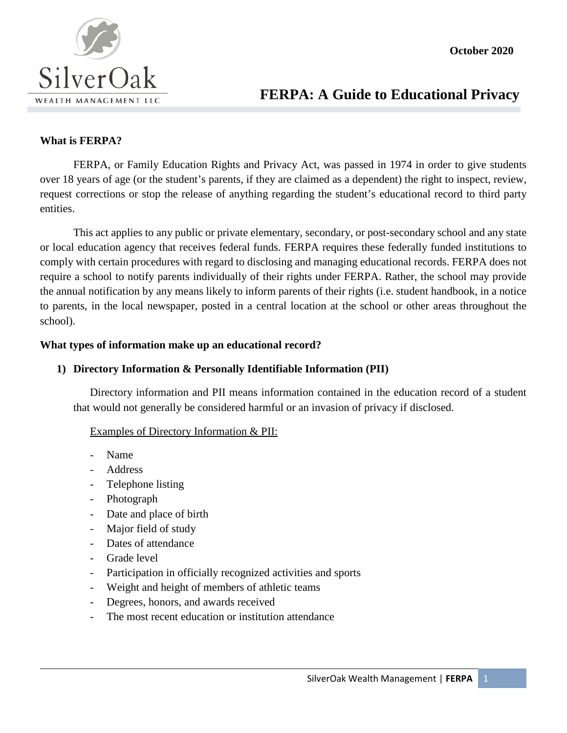October 2020

# FERPA: A Guide to Educational Privacy

**What is FERPA?**

FERPA, or Family Education Rights and Privacy Act, was passed in 1974 in order to give students over 18 years of age (or the student's parents, if they are claimed as a dependent) the right to inspect, review, request corrections or stop the release of anything regarding the student's educational record to third party entities.

This act applies to any public or private elementary, secondary, or post-secondary school and any state or local education agency that receives federal funds. FERPA requires these federally funded institutions to comply with certain procedures with regard to disclosing and managing educational records. FERPA does not require a school to notify parents individually of their rights under FERPA. Rather, the school may provide the annual notification by any means likely to inform parents of their rights (i.e. student handbook, in a notice to parents, in the local newspaper, posted in a central location at the school or other areas throughout the school).

**What types of information make up an educational record?**

**1) Directory Information & Personally Identifiable Information (PII)**

Directory information and PII means information contained in the education record of a student that would not generally be considered harmful or an invasion of privacy if disclosed.

Examples of Directory Information & PII:

- Name
- Address
- Telephone listing
- Photograph
- Date and place of birth
- Major field of study
- Dates of attendance
- Grade level
- Participation in officially recognized activities and sports
- Weight and height of members of athletic teams
- Degrees, honors, and awards received
- The most recent education or institution attendance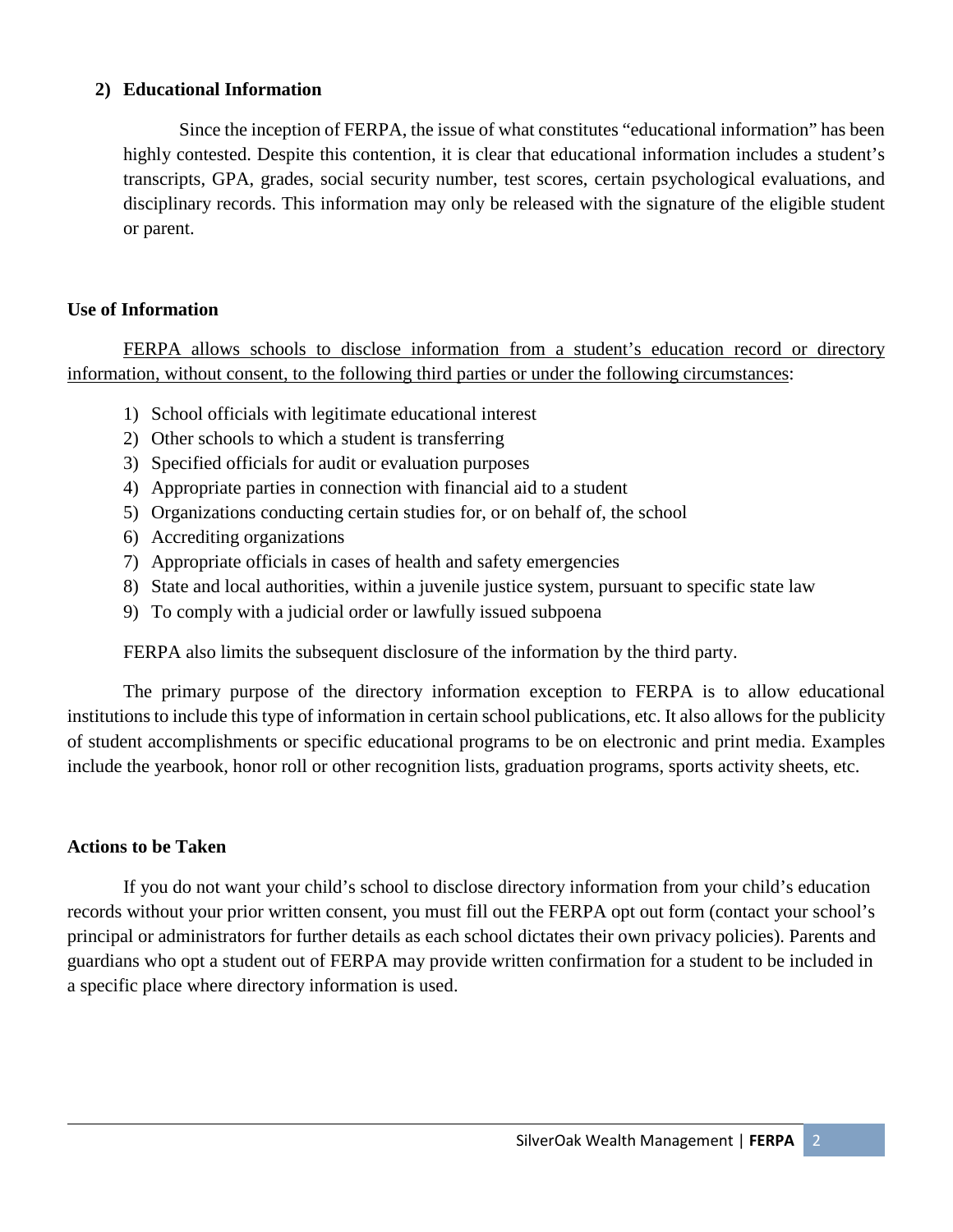## 2) Educational Information

Since the inception of FERPA, the issue of what constitutes "educational information" has been highly contested. Despite this contention, it is clear that educational information includes a student's transcripts, GPA, grades, social security number, test scores, certain psychological evaluations, and disciplinary records. This information may only be released with the signature of the eligible student or parent.

### Use of Information

<u>FERPA allows schools to disclose information from a student's education record or directory information, without consent, to the following third parties or under the following circumstances</u>:

1) School officials with legitimate educational interest
2) Other schools to which a student is transferring
3) Specified officials for audit or evaluation purposes
4) Appropriate parties in connection with financial aid to a student
5) Organizations conducting certain studies for, or on behalf of, the school
6) Accrediting organizations
7) Appropriate officials in cases of health and safety emergencies
8) State and local authorities, within a juvenile justice system, pursuant to specific state law
9) To comply with a judicial order or lawfully issued subpoena

FERPA also limits the subsequent disclosure of the information by the third party.

The primary purpose of the directory information exception to FERPA is to allow educational institutions to include this type of information in certain school publications, etc. It also allows for the publicity of student accomplishments or specific educational programs to be on electronic and print media. Examples include the yearbook, honor roll or other recognition lists, graduation programs, sports activity sheets, etc.

### Actions to be Taken

If you do not want your child's school to disclose directory information from your child's education records without your prior written consent, you must fill out the FERPA opt out form (contact your school's principal or administrators for further details as each school dictates their own privacy policies). Parents and guardians who opt a student out of FERPA may provide written confirmation for a student to be included in a specific place where directory information is used.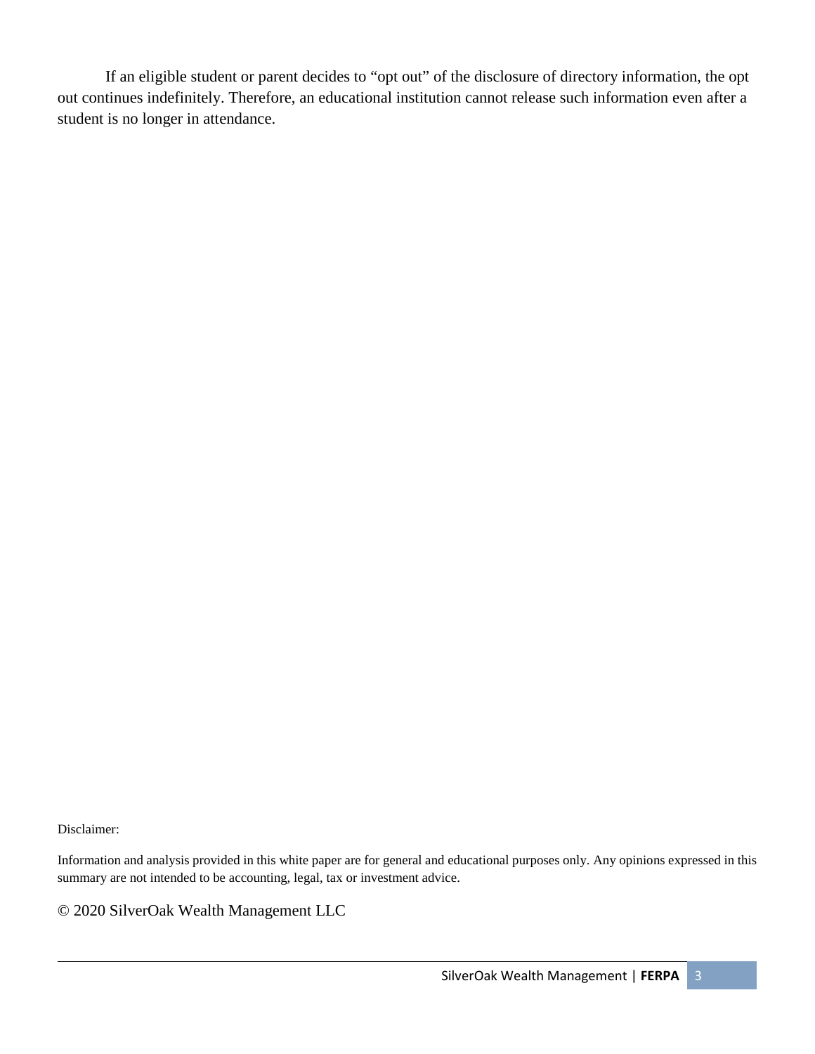If an eligible student or parent decides to "opt out" of the disclosure of directory information, the opt out continues indefinitely. Therefore, an educational institution cannot release such information even after a student is no longer in attendance.

Disclaimer:

Information and analysis provided in this white paper are for general and educational purposes only. Any opinions expressed in this summary are not intended to be accounting, legal, tax or investment advice.

© 2020 SilverOak Wealth Management LLC